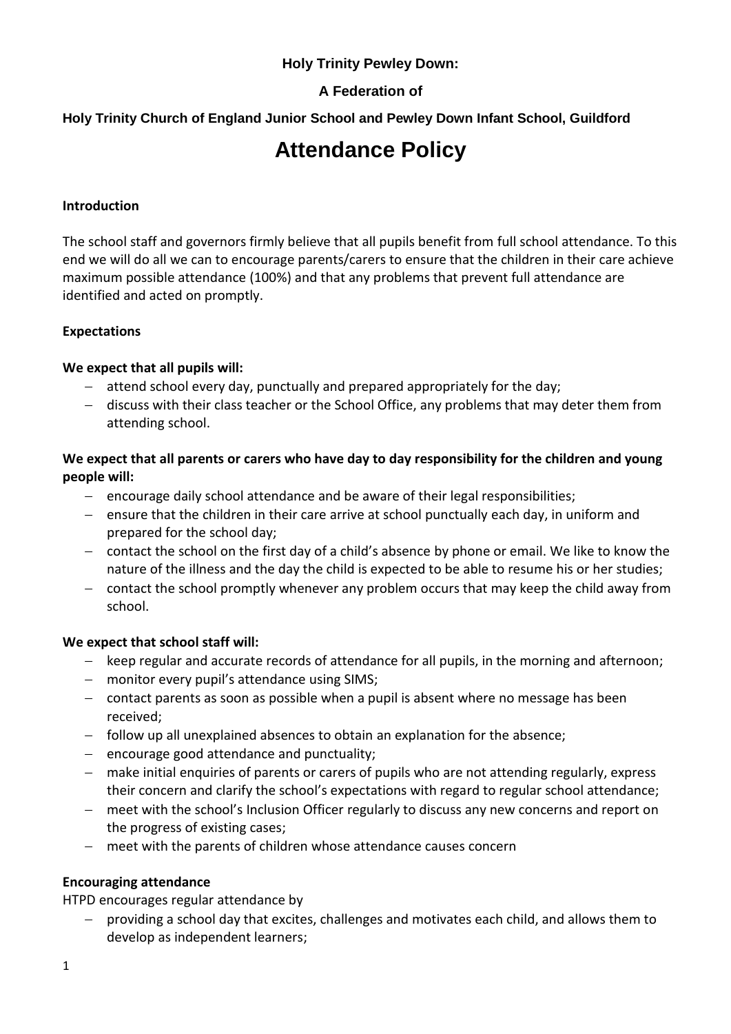**Holy Trinity Pewley Down:**

**A Federation of**

**Holy Trinity Church of England Junior School and Pewley Down Infant School, Guildford**

# Attendance Policy

## Introduction

The school staff and governors firmly believe that all pupils benefit from full school attendance. To this end we will do all we can to encourage parents/carers to ensure that the children in their care achieve maximum possible attendance (100%) and that any problems that prevent full attendance are identified and acted on promptly.

## Expectations

**We expect that all pupils will:**

- attend school every day, punctually and prepared appropriately for the day;
- discuss with their class teacher or the School Office, any problems that may deter them from attending school.

**We expect that all parents or carers who have day to day responsibility for the children and young people will:**

- encourage daily school attendance and be aware of their legal responsibilities;
- ensure that the children in their care arrive at school punctually each day, in uniform and prepared for the school day;
- contact the school on the first day of a child's absence by phone or email. We like to know the nature of the illness and the day the child is expected to be able to resume his or her studies;
- contact the school promptly whenever any problem occurs that may keep the child away from school.

**We expect that school staff will:**

- keep regular and accurate records of attendance for all pupils, in the morning and afternoon;
- monitor every pupil's attendance using SIMS;
- contact parents as soon as possible when a pupil is absent where no message has been received;
- follow up all unexplained absences to obtain an explanation for the absence;
- encourage good attendance and punctuality;
- make initial enquiries of parents or carers of pupils who are not attending regularly, express their concern and clarify the school's expectations with regard to regular school attendance;
- meet with the school's Inclusion Officer regularly to discuss any new concerns and report on the progress of existing cases;
- meet with the parents of children whose attendance causes concern

## Encouraging attendance

HTPD encourages regular attendance by

- providing a school day that excites, challenges and motivates each child, and allows them to develop as independent learners;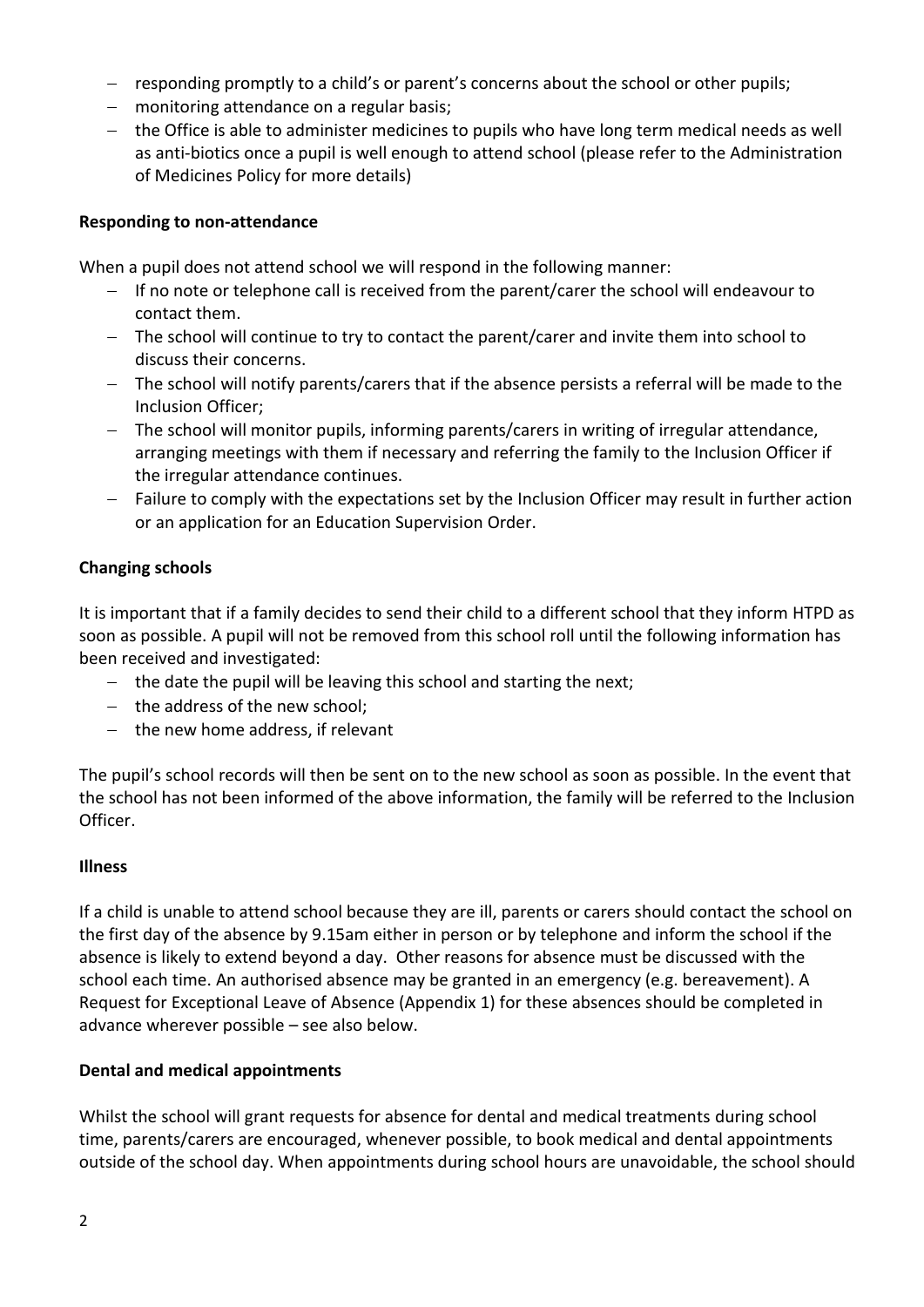- responding promptly to a child's or parent's concerns about the school or other pupils;
- monitoring attendance on a regular basis;
- the Office is able to administer medicines to pupils who have long term medical needs as well as anti-biotics once a pupil is well enough to attend school (please refer to the Administration of Medicines Policy for more details)

**Responding to non-attendance**

When a pupil does not attend school we will respond in the following manner:

- If no note or telephone call is received from the parent/carer the school will endeavour to contact them.
- The school will continue to try to contact the parent/carer and invite them into school to discuss their concerns.
- The school will notify parents/carers that if the absence persists a referral will be made to the Inclusion Officer;
- The school will monitor pupils, informing parents/carers in writing of irregular attendance, arranging meetings with them if necessary and referring the family to the Inclusion Officer if the irregular attendance continues.
- Failure to comply with the expectations set by the Inclusion Officer may result in further action or an application for an Education Supervision Order.

**Changing schools**

It is important that if a family decides to send their child to a different school that they inform HTPD as soon as possible. A pupil will not be removed from this school roll until the following information has been received and investigated:

- the date the pupil will be leaving this school and starting the next;
- the address of the new school;
- the new home address, if relevant

The pupil's school records will then be sent on to the new school as soon as possible. In the event that the school has not been informed of the above information, the family will be referred to the Inclusion Officer.

**Illness**

If a child is unable to attend school because they are ill, parents or carers should contact the school on the first day of the absence by 9.15am either in person or by telephone and inform the school if the absence is likely to extend beyond a day. Other reasons for absence must be discussed with the school each time. An authorised absence may be granted in an emergency (e.g. bereavement). A Request for Exceptional Leave of Absence (Appendix 1) for these absences should be completed in advance wherever possible – see also below.

**Dental and medical appointments**

Whilst the school will grant requests for absence for dental and medical treatments during school time, parents/carers are encouraged, whenever possible, to book medical and dental appointments outside of the school day. When appointments during school hours are unavoidable, the school should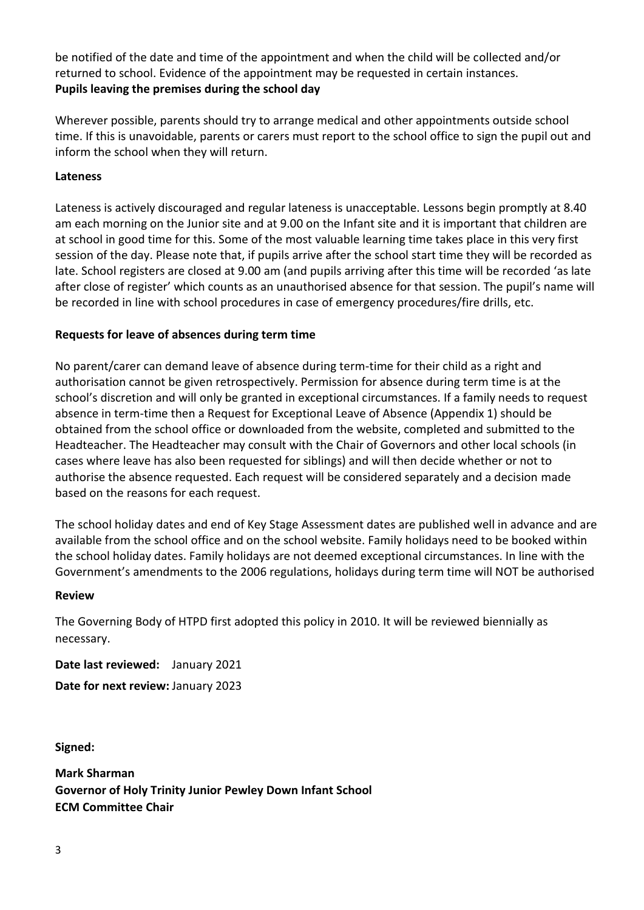be notified of the date and time of the appointment and when the child will be collected and/or returned to school. Evidence of the appointment may be requested in certain instances.

**Pupils leaving the premises during the school day**

Wherever possible, parents should try to arrange medical and other appointments outside school time. If this is unavoidable, parents or carers must report to the school office to sign the pupil out and inform the school when they will return.

**Lateness**

Lateness is actively discouraged and regular lateness is unacceptable. Lessons begin promptly at 8.40 am each morning on the Junior site and at 9.00 on the Infant site and it is important that children are at school in good time for this. Some of the most valuable learning time takes place in this very first session of the day. Please note that, if pupils arrive after the school start time they will be recorded as late. School registers are closed at 9.00 am (and pupils arriving after this time will be recorded 'as late after close of register' which counts as an unauthorised absence for that session. The pupil's name will be recorded in line with school procedures in case of emergency procedures/fire drills, etc.

**Requests for leave of absences during term time**

No parent/carer can demand leave of absence during term-time for their child as a right and authorisation cannot be given retrospectively. Permission for absence during term time is at the school's discretion and will only be granted in exceptional circumstances. If a family needs to request absence in term-time then a Request for Exceptional Leave of Absence (Appendix 1) should be obtained from the school office or downloaded from the website, completed and submitted to the Headteacher. The Headteacher may consult with the Chair of Governors and other local schools (in cases where leave has also been requested for siblings) and will then decide whether or not to authorise the absence requested. Each request will be considered separately and a decision made based on the reasons for each request.

The school holiday dates and end of Key Stage Assessment dates are published well in advance and are available from the school office and on the school website. Family holidays need to be booked within the school holiday dates. Family holidays are not deemed exceptional circumstances. In line with the Government's amendments to the 2006 regulations, holidays during term time will NOT be authorised

**Review**

The Governing Body of HTPD first adopted this policy in 2010. It will be reviewed biennially as necessary.

**Date last reviewed:** January 2021

**Date for next review:** January 2023

**Signed:**

**Mark Sharman**
**Governor of Holy Trinity Junior Pewley Down Infant School**
**ECM Committee Chair**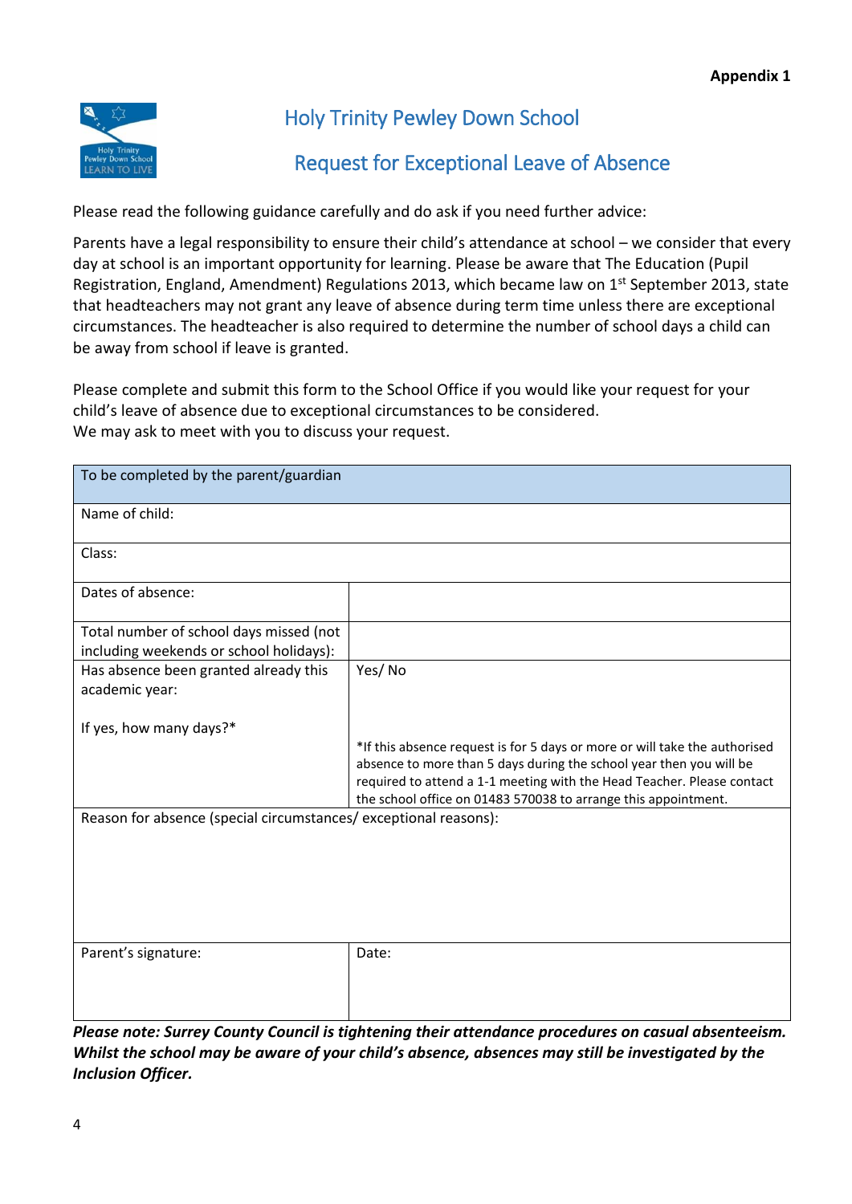**Appendix 1**

# Holy Trinity Pewley Down School

## Request for Exceptional Leave of Absence

Please read the following guidance carefully and do ask if you need further advice:

Parents have a legal responsibility to ensure their child's attendance at school – we consider that every day at school is an important opportunity for learning. Please be aware that The Education (Pupil Registration, England, Amendment) Regulations 2013, which became law on 1st September 2013, state that headteachers may not grant any leave of absence during term time unless there are exceptional circumstances. The headteacher is also required to determine the number of school days a child can be away from school if leave is granted.

Please complete and submit this form to the School Office if you would like your request for your child's leave of absence due to exceptional circumstances to be considered.
We may ask to meet with you to discuss your request.

| To be completed by the parent/guardian | |
|---|---|
| Name of child: | |
| Class: | |
| Dates of absence: | |
| Total number of school days missed (not including weekends or school holidays): | |
| Has absence been granted already this academic year:<br><br>If yes, how many days?* | Yes/ No<br><br>*If this absence request is for 5 days or more or will take the authorised absence to more than 5 days during the school year then you will be required to attend a 1-1 meeting with the Head Teacher. Please contact the school office on 01483 570038 to arrange this appointment. |
| Reason for absence (special circumstances/ exceptional reasons): | |
| Parent's signature: | Date: |

***Please note: Surrey County Council is tightening their attendance procedures on casual absenteeism. Whilst the school may be aware of your child's absence, absences may still be investigated by the Inclusion Officer.***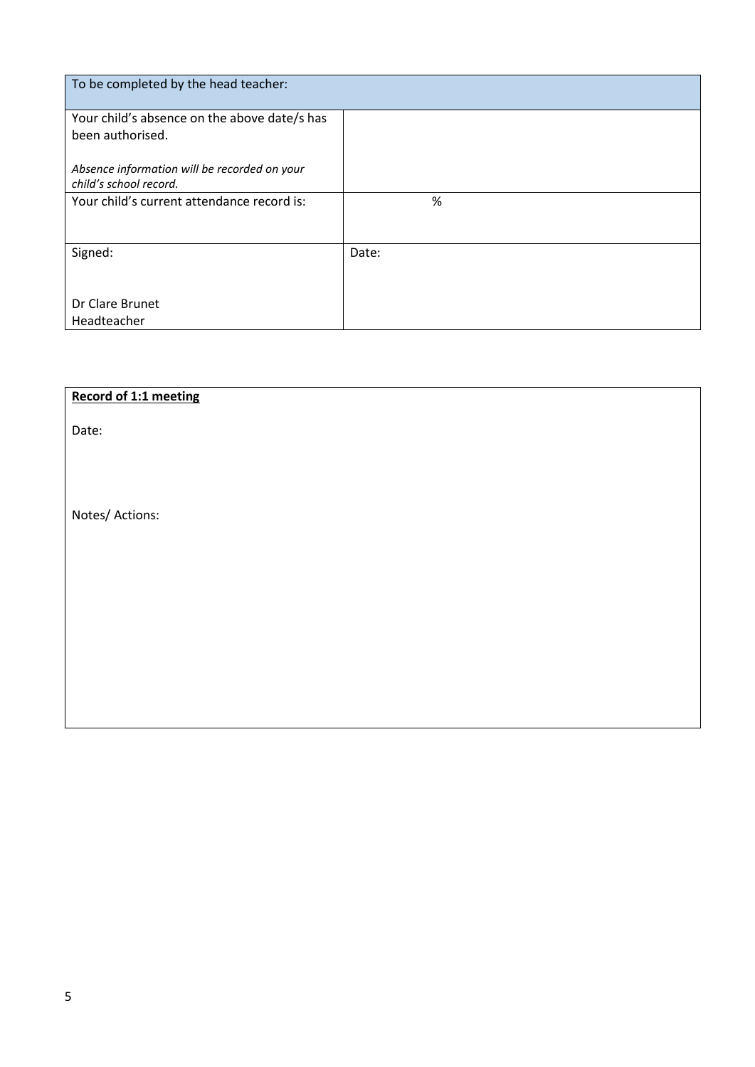| To be completed by the head teacher: | |
| --- | --- |
| Your child's absence on the above date/s has been authorised.<br><br>*Absence information will be recorded on your child's school record.* | |
| Your child's current attendance record is: | % |
| Signed:<br><br><br>Dr Clare Brunet<br>Headteacher | Date: |

**Record of 1:1 meeting**

Date:

Notes/ Actions: